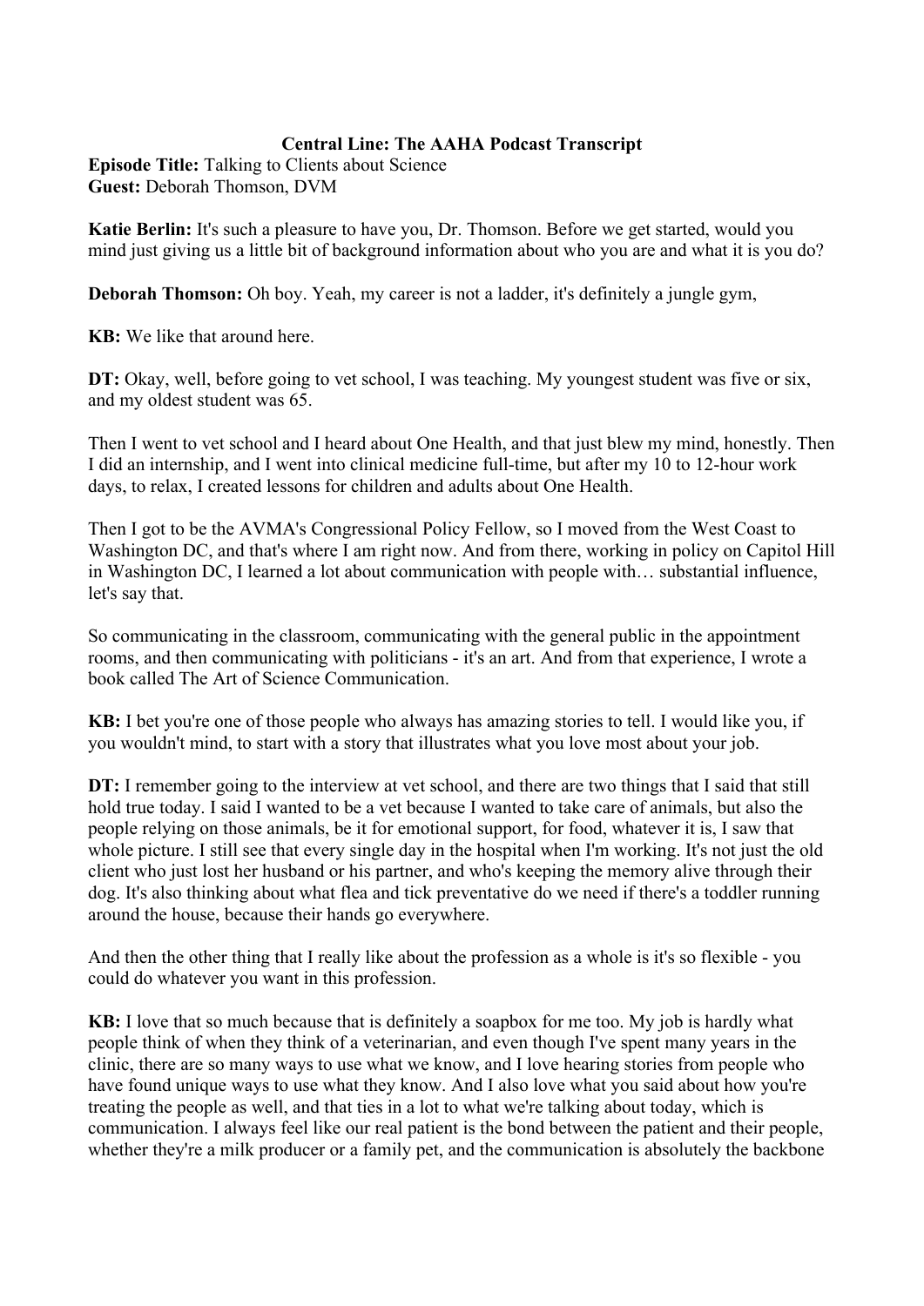**Central Line: The AAHA Podcast Transcript**

**Episode Title:** Talking to Clients about Science
**Guest:** Deborah Thomson, DVM

**Katie Berlin:** It's such a pleasure to have you, Dr. Thomson. Before we get started, would you mind just giving us a little bit of background information about who you are and what it is you do?

**Deborah Thomson:** Oh boy. Yeah, my career is not a ladder, it's definitely a jungle gym,

**KB:** We like that around here.

**DT:** Okay, well, before going to vet school, I was teaching. My youngest student was five or six, and my oldest student was 65.

Then I went to vet school and I heard about One Health, and that just blew my mind, honestly. Then I did an internship, and I went into clinical medicine full-time, but after my 10 to 12-hour work days, to relax, I created lessons for children and adults about One Health.

Then I got to be the AVMA's Congressional Policy Fellow, so I moved from the West Coast to Washington DC, and that's where I am right now. And from there, working in policy on Capitol Hill in Washington DC, I learned a lot about communication with people with… substantial influence, let's say that.

So communicating in the classroom, communicating with the general public in the appointment rooms, and then communicating with politicians - it's an art. And from that experience, I wrote a book called The Art of Science Communication.

**KB:** I bet you're one of those people who always has amazing stories to tell. I would like you, if you wouldn't mind, to start with a story that illustrates what you love most about your job.

**DT:** I remember going to the interview at vet school, and there are two things that I said that still hold true today. I said I wanted to be a vet because I wanted to take care of animals, but also the people relying on those animals, be it for emotional support, for food, whatever it is, I saw that whole picture. I still see that every single day in the hospital when I'm working. It's not just the old client who just lost her husband or his partner, and who's keeping the memory alive through their dog. It's also thinking about what flea and tick preventative do we need if there's a toddler running around the house, because their hands go everywhere.

And then the other thing that I really like about the profession as a whole is it's so flexible - you could do whatever you want in this profession.

**KB:** I love that so much because that is definitely a soapbox for me too. My job is hardly what people think of when they think of a veterinarian, and even though I've spent many years in the clinic, there are so many ways to use what we know, and I love hearing stories from people who have found unique ways to use what they know. And I also love what you said about how you're treating the people as well, and that ties in a lot to what we're talking about today, which is communication. I always feel like our real patient is the bond between the patient and their people, whether they're a milk producer or a family pet, and the communication is absolutely the backbone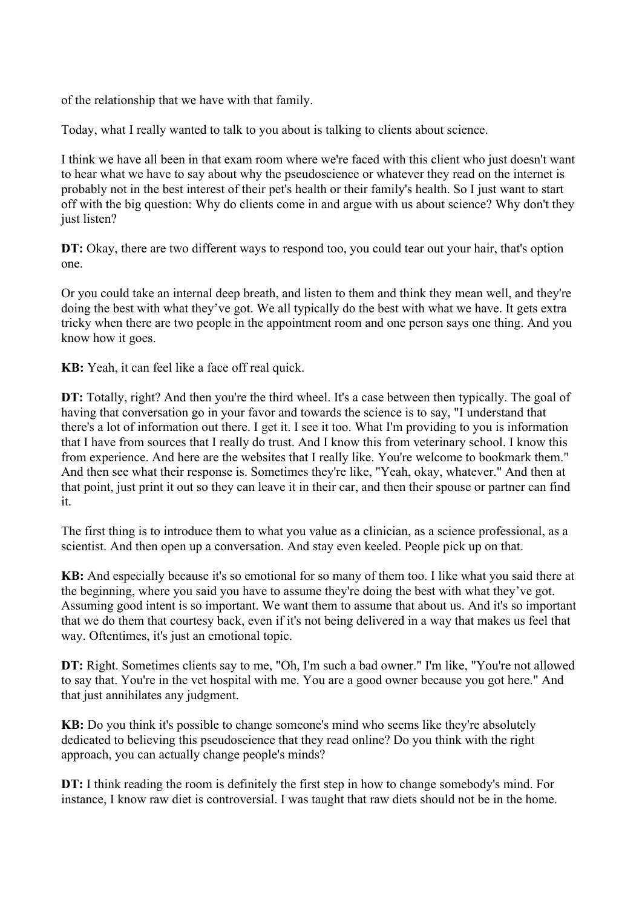of the relationship that we have with that family.

Today, what I really wanted to talk to you about is talking to clients about science.

I think we have all been in that exam room where we're faced with this client who just doesn't want to hear what we have to say about why the pseudoscience or whatever they read on the internet is probably not in the best interest of their pet's health or their family's health. So I just want to start off with the big question: Why do clients come in and argue with us about science? Why don't they just listen?

**DT:** Okay, there are two different ways to respond too, you could tear out your hair, that's option one.

Or you could take an internal deep breath, and listen to them and think they mean well, and they're doing the best with what they've got. We all typically do the best with what we have. It gets extra tricky when there are two people in the appointment room and one person says one thing. And you know how it goes.

**KB:** Yeah, it can feel like a face off real quick.

**DT:** Totally, right? And then you're the third wheel. It's a case between then typically. The goal of having that conversation go in your favor and towards the science is to say, "I understand that there's a lot of information out there. I get it. I see it too. What I'm providing to you is information that I have from sources that I really do trust. And I know this from veterinary school. I know this from experience. And here are the websites that I really like. You're welcome to bookmark them." And then see what their response is. Sometimes they're like, "Yeah, okay, whatever." And then at that point, just print it out so they can leave it in their car, and then their spouse or partner can find it.

The first thing is to introduce them to what you value as a clinician, as a science professional, as a scientist. And then open up a conversation. And stay even keeled. People pick up on that.

**KB:** And especially because it's so emotional for so many of them too. I like what you said there at the beginning, where you said you have to assume they're doing the best with what they've got. Assuming good intent is so important. We want them to assume that about us. And it's so important that we do them that courtesy back, even if it's not being delivered in a way that makes us feel that way. Oftentimes, it's just an emotional topic.

**DT:** Right. Sometimes clients say to me, "Oh, I'm such a bad owner." I'm like, "You're not allowed to say that. You're in the vet hospital with me. You are a good owner because you got here." And that just annihilates any judgment.

**KB:** Do you think it's possible to change someone's mind who seems like they're absolutely dedicated to believing this pseudoscience that they read online? Do you think with the right approach, you can actually change people's minds?

**DT:** I think reading the room is definitely the first step in how to change somebody's mind. For instance, I know raw diet is controversial. I was taught that raw diets should not be in the home.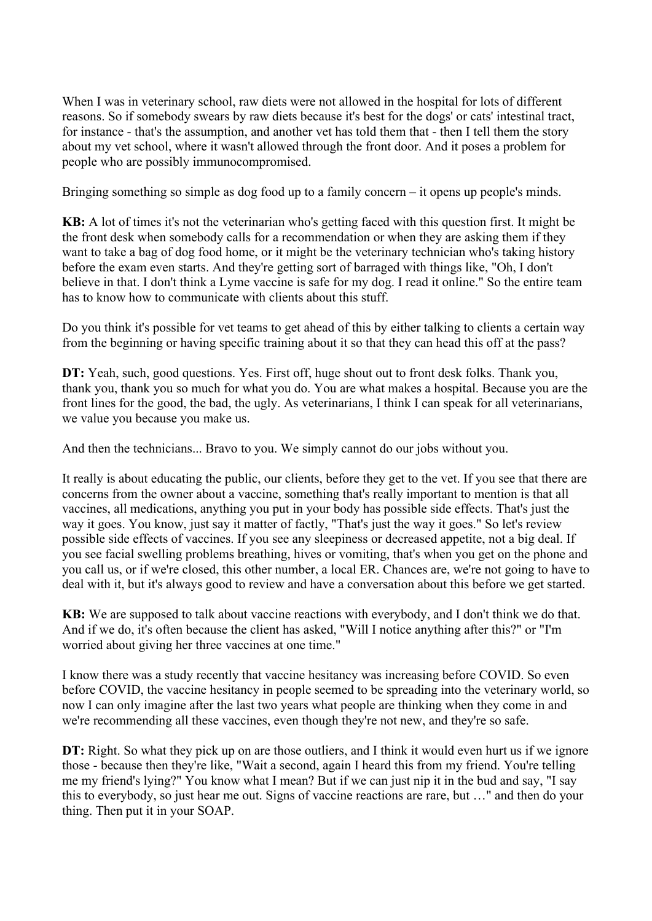When I was in veterinary school, raw diets were not allowed in the hospital for lots of different reasons. So if somebody swears by raw diets because it's best for the dogs' or cats' intestinal tract, for instance - that's the assumption, and another vet has told them that - then I tell them the story about my vet school, where it wasn't allowed through the front door. And it poses a problem for people who are possibly immunocompromised.

Bringing something so simple as dog food up to a family concern – it opens up people's minds.

**KB:** A lot of times it's not the veterinarian who's getting faced with this question first. It might be the front desk when somebody calls for a recommendation or when they are asking them if they want to take a bag of dog food home, or it might be the veterinary technician who's taking history before the exam even starts. And they're getting sort of barraged with things like, "Oh, I don't believe in that. I don't think a Lyme vaccine is safe for my dog. I read it online." So the entire team has to know how to communicate with clients about this stuff.

Do you think it's possible for vet teams to get ahead of this by either talking to clients a certain way from the beginning or having specific training about it so that they can head this off at the pass?

**DT:** Yeah, such, good questions. Yes. First off, huge shout out to front desk folks. Thank you, thank you, thank you so much for what you do. You are what makes a hospital. Because you are the front lines for the good, the bad, the ugly. As veterinarians, I think I can speak for all veterinarians, we value you because you make us.

And then the technicians... Bravo to you. We simply cannot do our jobs without you.

It really is about educating the public, our clients, before they get to the vet. If you see that there are concerns from the owner about a vaccine, something that's really important to mention is that all vaccines, all medications, anything you put in your body has possible side effects. That's just the way it goes. You know, just say it matter of factly, "That's just the way it goes." So let's review possible side effects of vaccines. If you see any sleepiness or decreased appetite, not a big deal. If you see facial swelling problems breathing, hives or vomiting, that's when you get on the phone and you call us, or if we're closed, this other number, a local ER. Chances are, we're not going to have to deal with it, but it's always good to review and have a conversation about this before we get started.

**KB:** We are supposed to talk about vaccine reactions with everybody, and I don't think we do that. And if we do, it's often because the client has asked, "Will I notice anything after this?" or "I'm worried about giving her three vaccines at one time."

I know there was a study recently that vaccine hesitancy was increasing before COVID. So even before COVID, the vaccine hesitancy in people seemed to be spreading into the veterinary world, so now I can only imagine after the last two years what people are thinking when they come in and we're recommending all these vaccines, even though they're not new, and they're so safe.

**DT:** Right. So what they pick up on are those outliers, and I think it would even hurt us if we ignore those - because then they're like, "Wait a second, again I heard this from my friend. You're telling me my friend's lying?" You know what I mean? But if we can just nip it in the bud and say, "I say this to everybody, so just hear me out. Signs of vaccine reactions are rare, but …" and then do your thing. Then put it in your SOAP.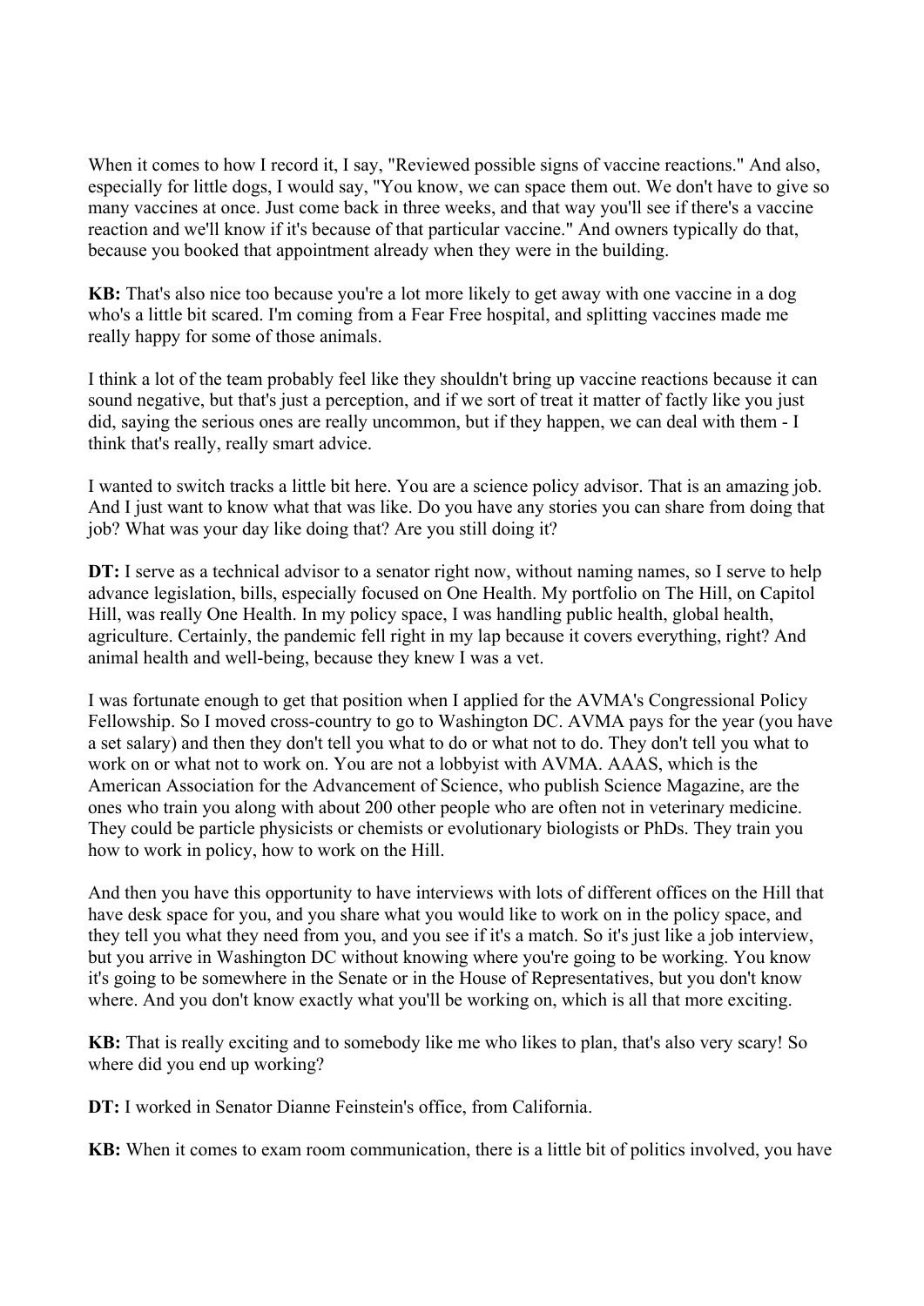When it comes to how I record it, I say, "Reviewed possible signs of vaccine reactions." And also, especially for little dogs, I would say, "You know, we can space them out. We don't have to give so many vaccines at once. Just come back in three weeks, and that way you'll see if there's a vaccine reaction and we'll know if it's because of that particular vaccine." And owners typically do that, because you booked that appointment already when they were in the building.

**KB:** That's also nice too because you're a lot more likely to get away with one vaccine in a dog who's a little bit scared. I'm coming from a Fear Free hospital, and splitting vaccines made me really happy for some of those animals.

I think a lot of the team probably feel like they shouldn't bring up vaccine reactions because it can sound negative, but that's just a perception, and if we sort of treat it matter of factly like you just did, saying the serious ones are really uncommon, but if they happen, we can deal with them - I think that's really, really smart advice.

I wanted to switch tracks a little bit here. You are a science policy advisor. That is an amazing job. And I just want to know what that was like. Do you have any stories you can share from doing that job? What was your day like doing that? Are you still doing it?

**DT:** I serve as a technical advisor to a senator right now, without naming names, so I serve to help advance legislation, bills, especially focused on One Health. My portfolio on The Hill, on Capitol Hill, was really One Health. In my policy space, I was handling public health, global health, agriculture. Certainly, the pandemic fell right in my lap because it covers everything, right? And animal health and well-being, because they knew I was a vet.

I was fortunate enough to get that position when I applied for the AVMA's Congressional Policy Fellowship. So I moved cross-country to go to Washington DC. AVMA pays for the year (you have a set salary) and then they don't tell you what to do or what not to do. They don't tell you what to work on or what not to work on. You are not a lobbyist with AVMA. AAAS, which is the American Association for the Advancement of Science, who publish Science Magazine, are the ones who train you along with about 200 other people who are often not in veterinary medicine. They could be particle physicists or chemists or evolutionary biologists or PhDs. They train you how to work in policy, how to work on the Hill.

And then you have this opportunity to have interviews with lots of different offices on the Hill that have desk space for you, and you share what you would like to work on in the policy space, and they tell you what they need from you, and you see if it's a match. So it's just like a job interview, but you arrive in Washington DC without knowing where you're going to be working. You know it's going to be somewhere in the Senate or in the House of Representatives, but you don't know where. And you don't know exactly what you'll be working on, which is all that more exciting.

**KB:** That is really exciting and to somebody like me who likes to plan, that's also very scary! So where did you end up working?

**DT:** I worked in Senator Dianne Feinstein's office, from California.

**KB:** When it comes to exam room communication, there is a little bit of politics involved, you have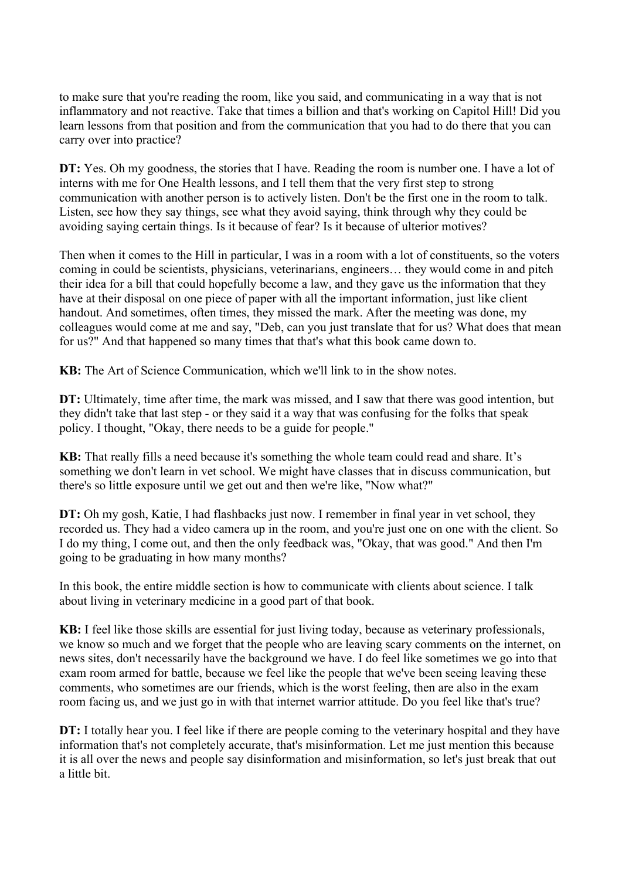to make sure that you're reading the room, like you said, and communicating in a way that is not inflammatory and not reactive. Take that times a billion and that's working on Capitol Hill! Did you learn lessons from that position and from the communication that you had to do there that you can carry over into practice?

**DT:** Yes. Oh my goodness, the stories that I have. Reading the room is number one. I have a lot of interns with me for One Health lessons, and I tell them that the very first step to strong communication with another person is to actively listen. Don't be the first one in the room to talk. Listen, see how they say things, see what they avoid saying, think through why they could be avoiding saying certain things. Is it because of fear? Is it because of ulterior motives?

Then when it comes to the Hill in particular, I was in a room with a lot of constituents, so the voters coming in could be scientists, physicians, veterinarians, engineers… they would come in and pitch their idea for a bill that could hopefully become a law, and they gave us the information that they have at their disposal on one piece of paper with all the important information, just like client handout. And sometimes, often times, they missed the mark. After the meeting was done, my colleagues would come at me and say, "Deb, can you just translate that for us? What does that mean for us?" And that happened so many times that that's what this book came down to.

**KB:** The Art of Science Communication, which we'll link to in the show notes.

**DT:** Ultimately, time after time, the mark was missed, and I saw that there was good intention, but they didn't take that last step - or they said it a way that was confusing for the folks that speak policy. I thought, "Okay, there needs to be a guide for people."

**KB:** That really fills a need because it's something the whole team could read and share. It's something we don't learn in vet school. We might have classes that in discuss communication, but there's so little exposure until we get out and then we're like, "Now what?"

**DT:** Oh my gosh, Katie, I had flashbacks just now. I remember in final year in vet school, they recorded us. They had a video camera up in the room, and you're just one on one with the client. So I do my thing, I come out, and then the only feedback was, "Okay, that was good." And then I'm going to be graduating in how many months?

In this book, the entire middle section is how to communicate with clients about science. I talk about living in veterinary medicine in a good part of that book.

**KB:** I feel like those skills are essential for just living today, because as veterinary professionals, we know so much and we forget that the people who are leaving scary comments on the internet, on news sites, don't necessarily have the background we have. I do feel like sometimes we go into that exam room armed for battle, because we feel like the people that we've been seeing leaving these comments, who sometimes are our friends, which is the worst feeling, then are also in the exam room facing us, and we just go in with that internet warrior attitude. Do you feel like that's true?

**DT:** I totally hear you. I feel like if there are people coming to the veterinary hospital and they have information that's not completely accurate, that's misinformation. Let me just mention this because it is all over the news and people say disinformation and misinformation, so let's just break that out a little bit.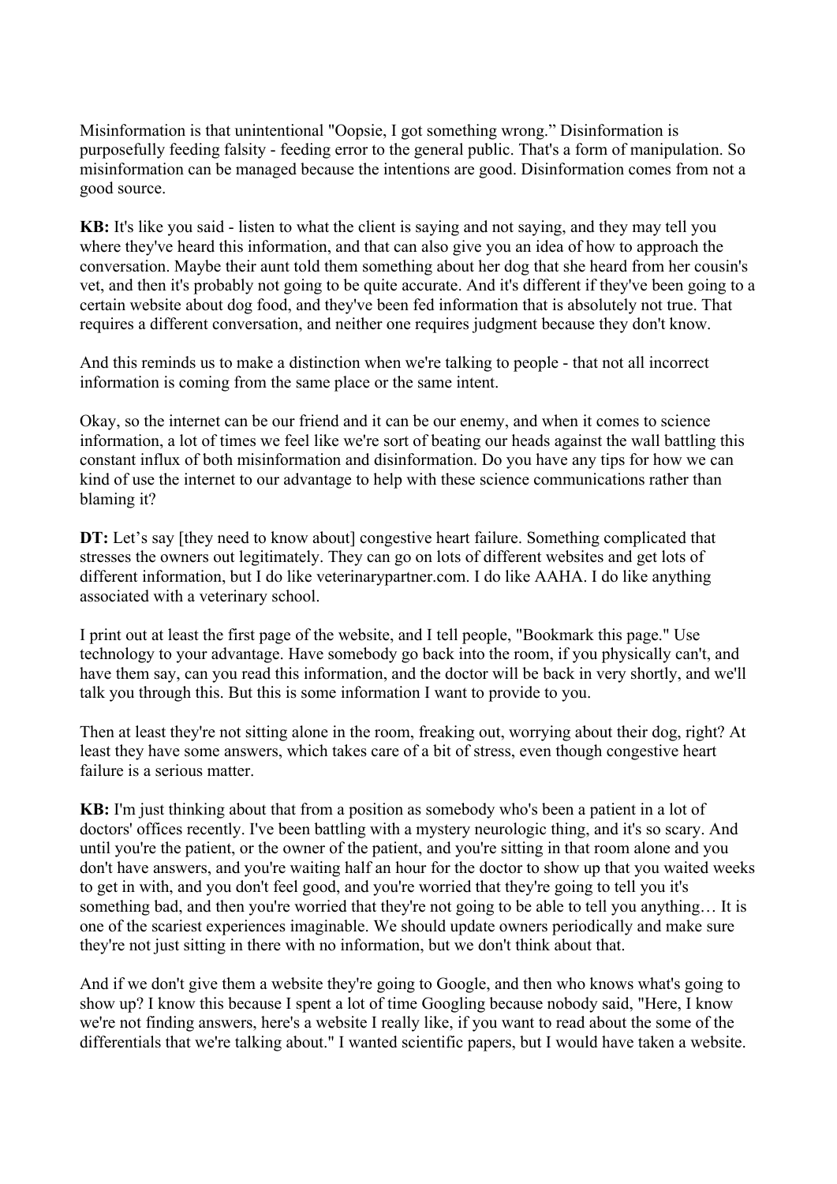Misinformation is that unintentional "Oopsie, I got something wrong." Disinformation is purposefully feeding falsity - feeding error to the general public. That's a form of manipulation. So misinformation can be managed because the intentions are good. Disinformation comes from not a good source.

**KB:** It's like you said - listen to what the client is saying and not saying, and they may tell you where they've heard this information, and that can also give you an idea of how to approach the conversation. Maybe their aunt told them something about her dog that she heard from her cousin's vet, and then it's probably not going to be quite accurate. And it's different if they've been going to a certain website about dog food, and they've been fed information that is absolutely not true. That requires a different conversation, and neither one requires judgment because they don't know.

And this reminds us to make a distinction when we're talking to people - that not all incorrect information is coming from the same place or the same intent.

Okay, so the internet can be our friend and it can be our enemy, and when it comes to science information, a lot of times we feel like we're sort of beating our heads against the wall battling this constant influx of both misinformation and disinformation. Do you have any tips for how we can kind of use the internet to our advantage to help with these science communications rather than blaming it?

**DT:** Let's say [they need to know about] congestive heart failure. Something complicated that stresses the owners out legitimately. They can go on lots of different websites and get lots of different information, but I do like veterinarypartner.com. I do like AAHA. I do like anything associated with a veterinary school.

I print out at least the first page of the website, and I tell people, "Bookmark this page." Use technology to your advantage. Have somebody go back into the room, if you physically can't, and have them say, can you read this information, and the doctor will be back in very shortly, and we'll talk you through this. But this is some information I want to provide to you.

Then at least they're not sitting alone in the room, freaking out, worrying about their dog, right? At least they have some answers, which takes care of a bit of stress, even though congestive heart failure is a serious matter.

**KB:** I'm just thinking about that from a position as somebody who's been a patient in a lot of doctors' offices recently. I've been battling with a mystery neurologic thing, and it's so scary. And until you're the patient, or the owner of the patient, and you're sitting in that room alone and you don't have answers, and you're waiting half an hour for the doctor to show up that you waited weeks to get in with, and you don't feel good, and you're worried that they're going to tell you it's something bad, and then you're worried that they're not going to be able to tell you anything… It is one of the scariest experiences imaginable. We should update owners periodically and make sure they're not just sitting in there with no information, but we don't think about that.

And if we don't give them a website they're going to Google, and then who knows what's going to show up? I know this because I spent a lot of time Googling because nobody said, "Here, I know we're not finding answers, here's a website I really like, if you want to read about the some of the differentials that we're talking about." I wanted scientific papers, but I would have taken a website.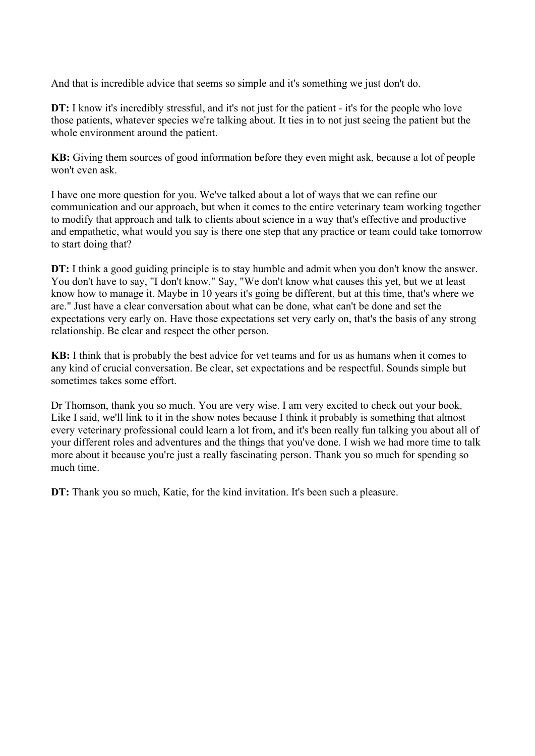And that is incredible advice that seems so simple and it's something we just don't do.

**DT:** I know it's incredibly stressful, and it's not just for the patient - it's for the people who love those patients, whatever species we're talking about. It ties in to not just seeing the patient but the whole environment around the patient.

**KB:** Giving them sources of good information before they even might ask, because a lot of people won't even ask.

I have one more question for you. We've talked about a lot of ways that we can refine our communication and our approach, but when it comes to the entire veterinary team working together to modify that approach and talk to clients about science in a way that's effective and productive and empathetic, what would you say is there one step that any practice or team could take tomorrow to start doing that?

**DT:** I think a good guiding principle is to stay humble and admit when you don't know the answer. You don't have to say, "I don't know." Say, "We don't know what causes this yet, but we at least know how to manage it. Maybe in 10 years it's going be different, but at this time, that's where we are." Just have a clear conversation about what can be done, what can't be done and set the expectations very early on. Have those expectations set very early on, that's the basis of any strong relationship. Be clear and respect the other person.

**KB:** I think that is probably the best advice for vet teams and for us as humans when it comes to any kind of crucial conversation. Be clear, set expectations and be respectful. Sounds simple but sometimes takes some effort.

Dr Thomson, thank you so much. You are very wise. I am very excited to check out your book. Like I said, we'll link to it in the show notes because I think it probably is something that almost every veterinary professional could learn a lot from, and it's been really fun talking you about all of your different roles and adventures and the things that you've done. I wish we had more time to talk more about it because you're just a really fascinating person. Thank you so much for spending so much time.

**DT:** Thank you so much, Katie, for the kind invitation. It's been such a pleasure.